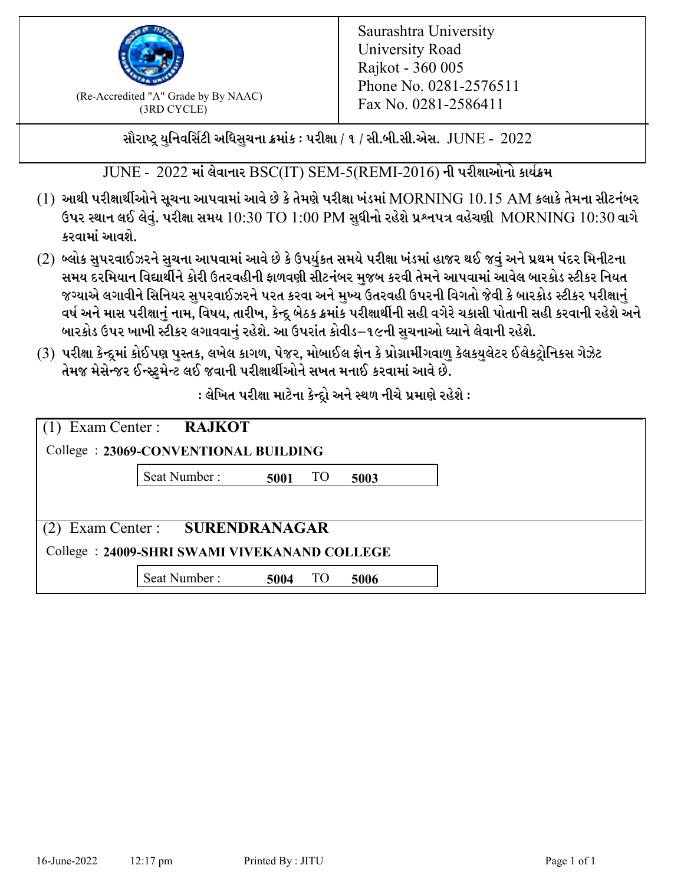(Re-Accredited "A" Grade by By NAAC)
(3RD CYCLE)

Saurashtra University
University Road
Rajkot - 360 005
Phone No. 0281-2576511
Fax No. 0281-2586411

**સૌરાષ્ટ્ર યુનિવર્સિટી અધિસુચના ક્રમાંક : પરીક્ષા / ૧ / સી.બી.સી.એસ. JUNE - 2022**

JUNE - 2022 માં લેવાનાર BSC(IT) SEM-5(REMI-2016) ની પરીક્ષાઓનો કાર્યક્રમ

(1) આથી પરીક્ષાર્થીઓને સૂચના આપવામાં આવે છે કે તેમણે પરીક્ષા ખંડમાં MORNING 10.15 AM કલાકે તેમના સીટનંબર ઉપર સ્થાન લઈ લેવું. પરીક્ષા સમય 10:30 TO 1:00 PM સુધીનો રહેશે પ્રશ્નપત્ર વહેચણી MORNING 10:30 વાગે કરવામાં આવશે.

(2) બ્લોક સુપરવાઈઝરને સુચના આપવામાં આવે છે કે ઉપર્યુકત સમયે પરીક્ષા ખંડમાં હાજર થઈ જવું અને પ્રથમ પંદર મિનીટના સમય દરમિયાન વિદ્યાર્થીને કોરી ઉતરવહીની ફાળવણી સીટનંબર મુજબ કરવી તેમને આપવામાં આવેલ બારકોડ સ્ટીકર નિયત જગ્યાએ લગાવીને સિનિયર સુપરવાઈઝરને પરત કરવા અને મુખ્ય ઉતરવહી ઉપરની વિગતો જેવી કે બારકોડ સ્ટીકર પરીક્ષાનું વર્ષ અને માસ પરીક્ષાનું નામ, વિષય, તારીખ, કેન્દ્ર બેઠક ક્રમાંક પરીક્ષાર્થીની સહી વગેરે ચકાસી પોતાની સહી કરવાની રહેશે અને બારકોડ ઉપર ખાખી સ્ટીકર લગાવવાનું રહેશે. આ ઉપરાંત કોવીડ–૧૯ની સુચનાઓ ધ્યાને લેવાની રહેશે.

(3) પરીક્ષા કેન્દ્રમાં કોઈપણ પુસ્તક, લખેલ કાગળ, પેજર, મોબાઈલ ફોન કે પ્રોગ્રામીંગવાળુ કેલકયુલેટર ઈલેકટ્રોનિકસ ગેઝેટ તેમજ મેસેન્જર ઈન્સ્ટ્રુમેન્ટ લઈ જવાની પરીક્ષાર્થીઓને સખત મનાઈ કરવામાં આવે છે.

**: લેખિત પરીક્ષા માટેના કેન્દ્રો અને સ્થળ નીચે પ્રમાણે રહેશે :**

(1) Exam Center : **RAJKOT**

College : **23069-CONVENTIONAL BUILDING**

Seat Number : **5001** TO **5003**

(2) Exam Center : **SURENDRANAGAR**

College : **24009-SHRI SWAMI VIVEKANAND COLLEGE**

Seat Number : **5004** TO **5006**

16-June-2022 12:17 pm Printed By : JITU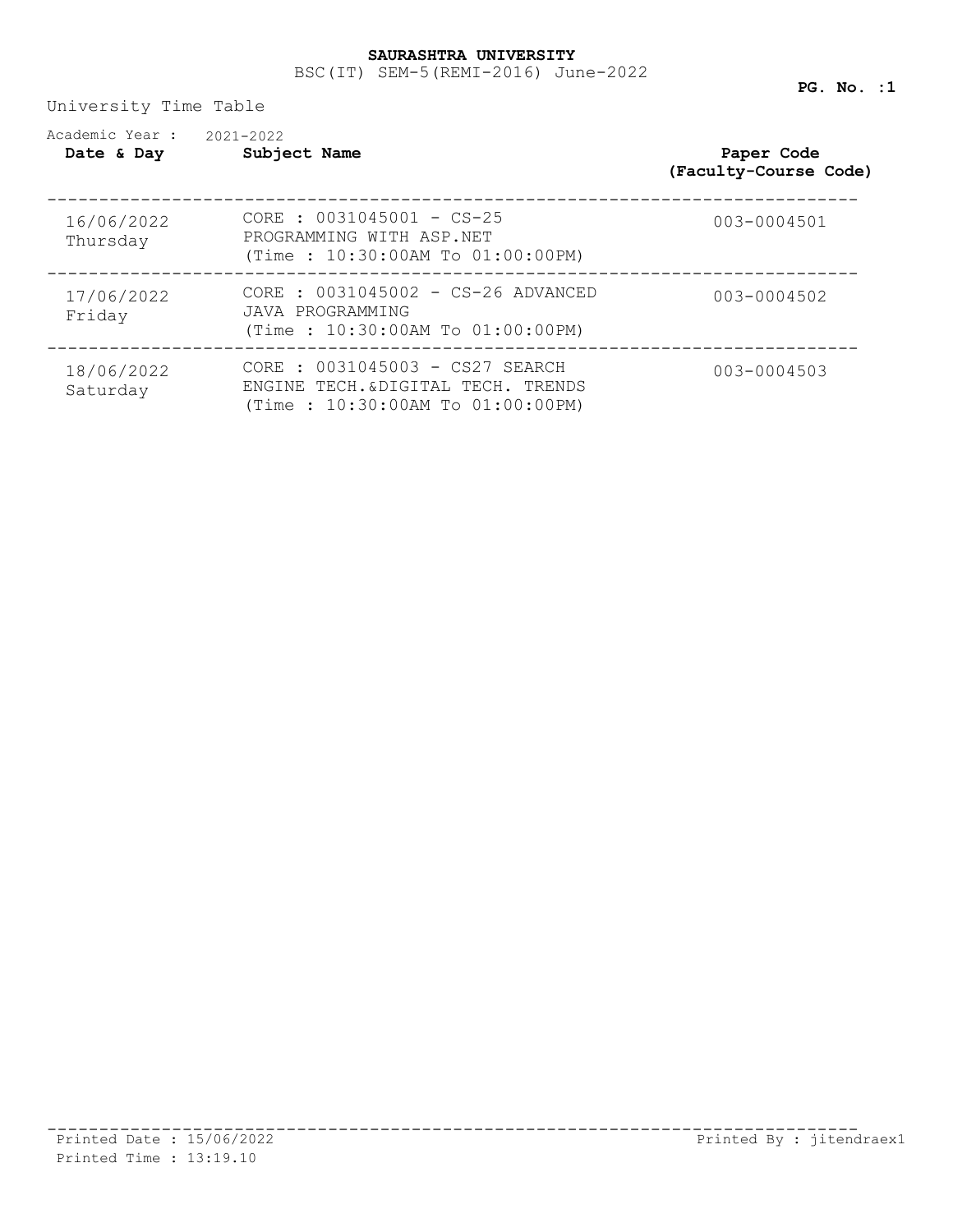**SAURASHTRA UNIVERSITY**

BSC(IT) SEM-5(REMI-2016) June-2022

University Time Table

Academic Year : 2021-2022

| Date & Day | Subject Name | Paper Code (Faculty-Course Code) |
|---|---|---|
| 16/06/2022 Thursday | CORE : 0031045001 - CS-25 PROGRAMMING WITH ASP.NET (Time : 10:30:00AM To 01:00:00PM) | 003-0004501 |
| 17/06/2022 Friday | CORE : 0031045002 - CS-26 ADVANCED JAVA PROGRAMMING (Time : 10:30:00AM To 01:00:00PM) | 003-0004502 |
| 18/06/2022 Saturday | CORE : 0031045003 - CS27 SEARCH ENGINE TECH.&DIGITAL TECH. TRENDS (Time : 10:30:00AM To 01:00:00PM) | 003-0004503 |

Printed Date : 15/06/2022

Printed Time : 13:19.10

Printed By : jitendraex1